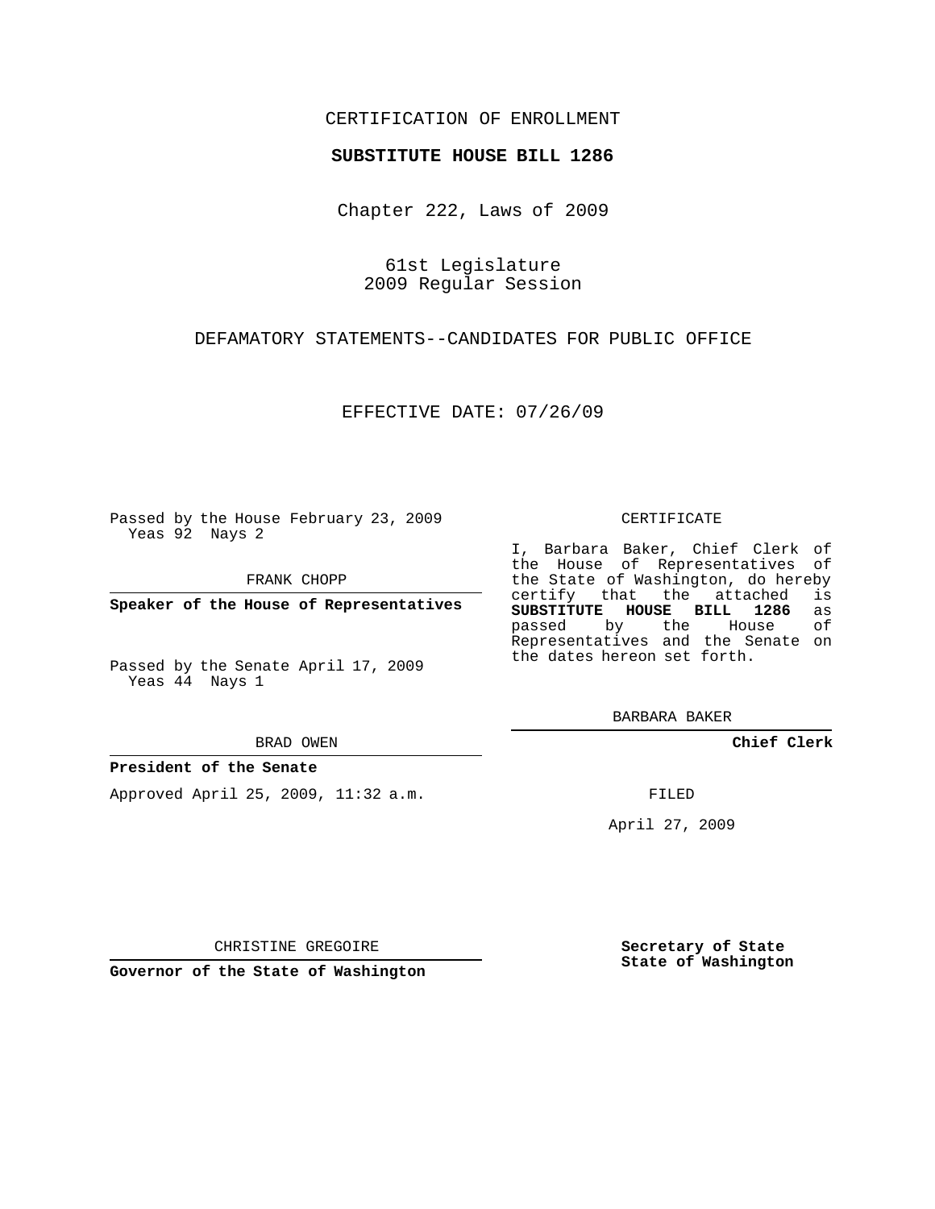CERTIFICATION OF ENROLLMENT

**SUBSTITUTE HOUSE BILL 1286**

Chapter 222, Laws of 2009

61st Legislature
2009 Regular Session

DEFAMATORY STATEMENTS--CANDIDATES FOR PUBLIC OFFICE

EFFECTIVE DATE: 07/26/09

Passed by the House February 23, 2009
Yeas 92 Nays 2

FRANK CHOPP

**Speaker of the House of Representatives**

Passed by the Senate April 17, 2009
Yeas 44 Nays 1

BRAD OWEN

**President of the Senate**

Approved April 25, 2009, 11:32 a.m.

CHRISTINE GREGOIRE

**Governor of the State of Washington**

CERTIFICATE

I, Barbara Baker, Chief Clerk of the House of Representatives of the State of Washington, do hereby certify that the attached is **SUBSTITUTE HOUSE BILL 1286** as passed by the House of Representatives and the Senate on the dates hereon set forth.

BARBARA BAKER

**Chief Clerk**

FILED

April 27, 2009

**Secretary of State**
**State of Washington**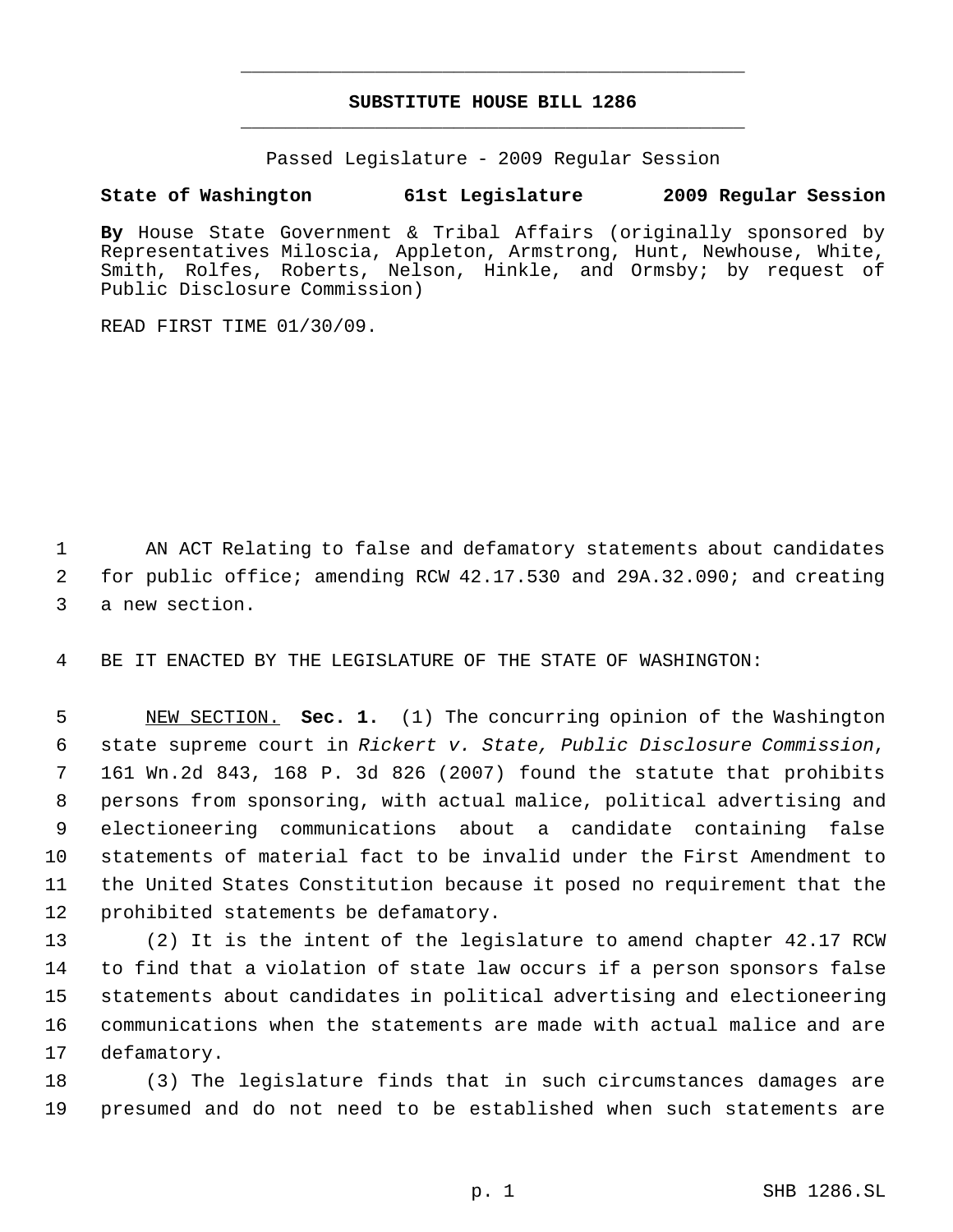# SUBSTITUTE HOUSE BILL 1286

Passed Legislature - 2009 Regular Session

**State of Washington 61st Legislature 2009 Regular Session**

**By** House State Government & Tribal Affairs (originally sponsored by Representatives Miloscia, Appleton, Armstrong, Hunt, Newhouse, White, Smith, Rolfes, Roberts, Nelson, Hinkle, and Ormsby; by request of Public Disclosure Commission)

READ FIRST TIME 01/30/09.

AN ACT Relating to false and defamatory statements about candidates for public office; amending RCW 42.17.530 and 29A.32.090; and creating a new section.

BE IT ENACTED BY THE LEGISLATURE OF THE STATE OF WASHINGTON:

NEW SECTION. **Sec. 1.** (1) The concurring opinion of the Washington state supreme court in *Rickert v. State, Public Disclosure Commission*, 161 Wn.2d 843, 168 P. 3d 826 (2007) found the statute that prohibits persons from sponsoring, with actual malice, political advertising and electioneering communications about a candidate containing false statements of material fact to be invalid under the First Amendment to the United States Constitution because it posed no requirement that the prohibited statements be defamatory.

(2) It is the intent of the legislature to amend chapter 42.17 RCW to find that a violation of state law occurs if a person sponsors false statements about candidates in political advertising and electioneering communications when the statements are made with actual malice and are defamatory.

(3) The legislature finds that in such circumstances damages are presumed and do not need to be established when such statements are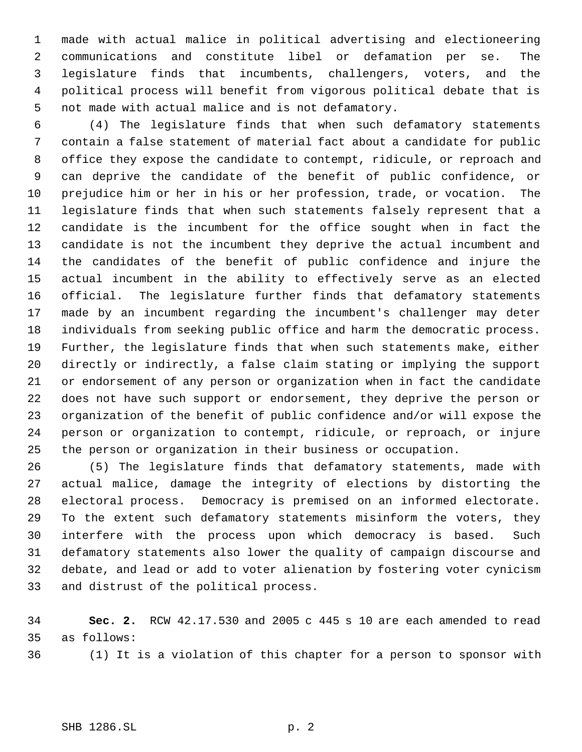made with actual malice in political advertising and electioneering communications and constitute libel or defamation per se. The legislature finds that incumbents, challengers, voters, and the political process will benefit from vigorous political debate that is not made with actual malice and is not defamatory.

(4) The legislature finds that when such defamatory statements contain a false statement of material fact about a candidate for public office they expose the candidate to contempt, ridicule, or reproach and can deprive the candidate of the benefit of public confidence, or prejudice him or her in his or her profession, trade, or vocation. The legislature finds that when such statements falsely represent that a candidate is the incumbent for the office sought when in fact the candidate is not the incumbent they deprive the actual incumbent and the candidates of the benefit of public confidence and injure the actual incumbent in the ability to effectively serve as an elected official. The legislature further finds that defamatory statements made by an incumbent regarding the incumbent's challenger may deter individuals from seeking public office and harm the democratic process. Further, the legislature finds that when such statements make, either directly or indirectly, a false claim stating or implying the support or endorsement of any person or organization when in fact the candidate does not have such support or endorsement, they deprive the person or organization of the benefit of public confidence and/or will expose the person or organization to contempt, ridicule, or reproach, or injure the person or organization in their business or occupation.

(5) The legislature finds that defamatory statements, made with actual malice, damage the integrity of elections by distorting the electoral process. Democracy is premised on an informed electorate. To the extent such defamatory statements misinform the voters, they interfere with the process upon which democracy is based. Such defamatory statements also lower the quality of campaign discourse and debate, and lead or add to voter alienation by fostering voter cynicism and distrust of the political process.

**Sec. 2.** RCW 42.17.530 and 2005 c 445 s 10 are each amended to read as follows:

(1) It is a violation of this chapter for a person to sponsor with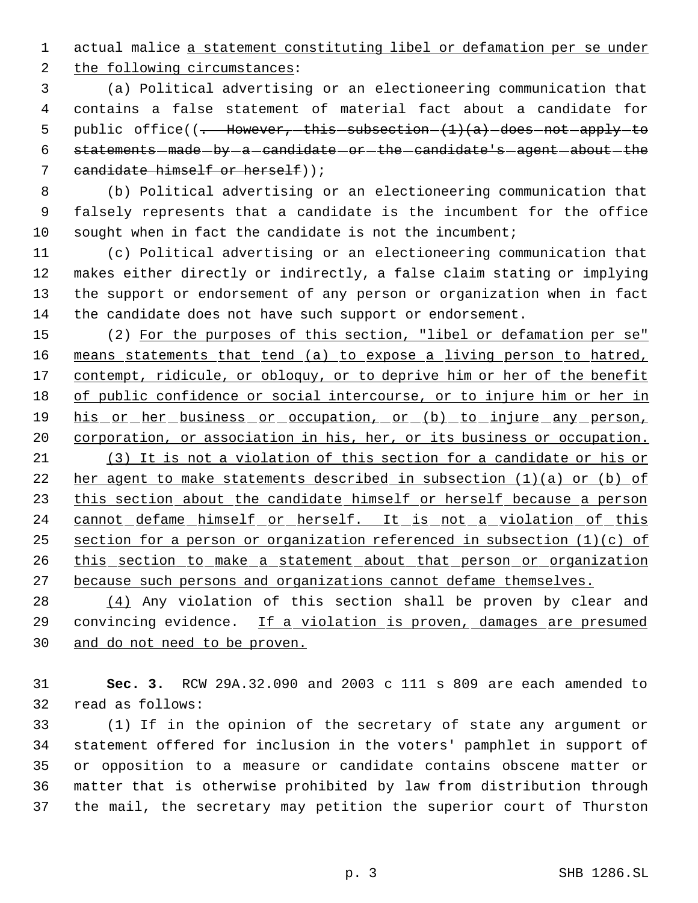actual malice a statement constituting libel or defamation per se under the following circumstances:

(a) Political advertising or an electioneering communication that contains a false statement of material fact about a candidate for public office((. However, this subsection (1)(a) does not apply to statements made by a candidate or the candidate's agent about the candidate himself or herself));

(b) Political advertising or an electioneering communication that falsely represents that a candidate is the incumbent for the office sought when in fact the candidate is not the incumbent;

(c) Political advertising or an electioneering communication that makes either directly or indirectly, a false claim stating or implying the support or endorsement of any person or organization when in fact the candidate does not have such support or endorsement.

(2) For the purposes of this section, "libel or defamation per se" means statements that tend (a) to expose a living person to hatred, contempt, ridicule, or obloquy, or to deprive him or her of the benefit of public confidence or social intercourse, or to injure him or her in his or her business or occupation, or (b) to injure any person, corporation, or association in his, her, or its business or occupation.

(3) It is not a violation of this section for a candidate or his or her agent to make statements described in subsection (1)(a) or (b) of this section about the candidate himself or herself because a person cannot defame himself or herself. It is not a violation of this section for a person or organization referenced in subsection (1)(c) of this section to make a statement about that person or organization because such persons and organizations cannot defame themselves.

(4) Any violation of this section shall be proven by clear and convincing evidence. If a violation is proven, damages are presumed and do not need to be proven.

**Sec. 3.** RCW 29A.32.090 and 2003 c 111 s 809 are each amended to read as follows:

(1) If in the opinion of the secretary of state any argument or statement offered for inclusion in the voters' pamphlet in support of or opposition to a measure or candidate contains obscene matter or matter that is otherwise prohibited by law from distribution through the mail, the secretary may petition the superior court of Thurston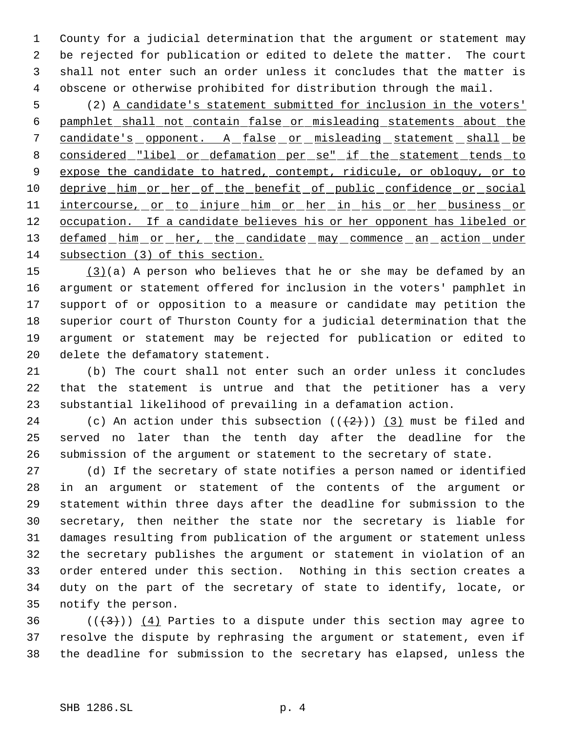County for a judicial determination that the argument or statement may be rejected for publication or edited to delete the matter. The court shall not enter such an order unless it concludes that the matter is obscene or otherwise prohibited for distribution through the mail.

(2) <u>A candidate's statement submitted for inclusion in the voters' pamphlet shall not contain false or misleading statements about the candidate's opponent. A false or misleading statement shall be considered "libel or defamation per se" if the statement tends to expose the candidate to hatred, contempt, ridicule, or obloquy, or to deprive him or her of the benefit of public confidence or social intercourse, or to injure him or her in his or her business or occupation. If a candidate believes his or her opponent has libeled or defamed him or her, the candidate may commence an action under subsection (3) of this section.</u>

<u>(3)</u>(a) A person who believes that he or she may be defamed by an argument or statement offered for inclusion in the voters' pamphlet in support of or opposition to a measure or candidate may petition the superior court of Thurston County for a judicial determination that the argument or statement may be rejected for publication or edited to delete the defamatory statement.

(b) The court shall not enter such an order unless it concludes that the statement is untrue and that the petitioner has a very substantial likelihood of prevailing in a defamation action.

(c) An action under this subsection ((~~(2)~~)) <u>(3)</u> must be filed and served no later than the tenth day after the deadline for the submission of the argument or statement to the secretary of state.

(d) If the secretary of state notifies a person named or identified in an argument or statement of the contents of the argument or statement within three days after the deadline for submission to the secretary, then neither the state nor the secretary is liable for damages resulting from publication of the argument or statement unless the secretary publishes the argument or statement in violation of an order entered under this section. Nothing in this section creates a duty on the part of the secretary of state to identify, locate, or notify the person.

((~~(3)~~)) <u>(4)</u> Parties to a dispute under this section may agree to resolve the dispute by rephrasing the argument or statement, even if the deadline for submission to the secretary has elapsed, unless the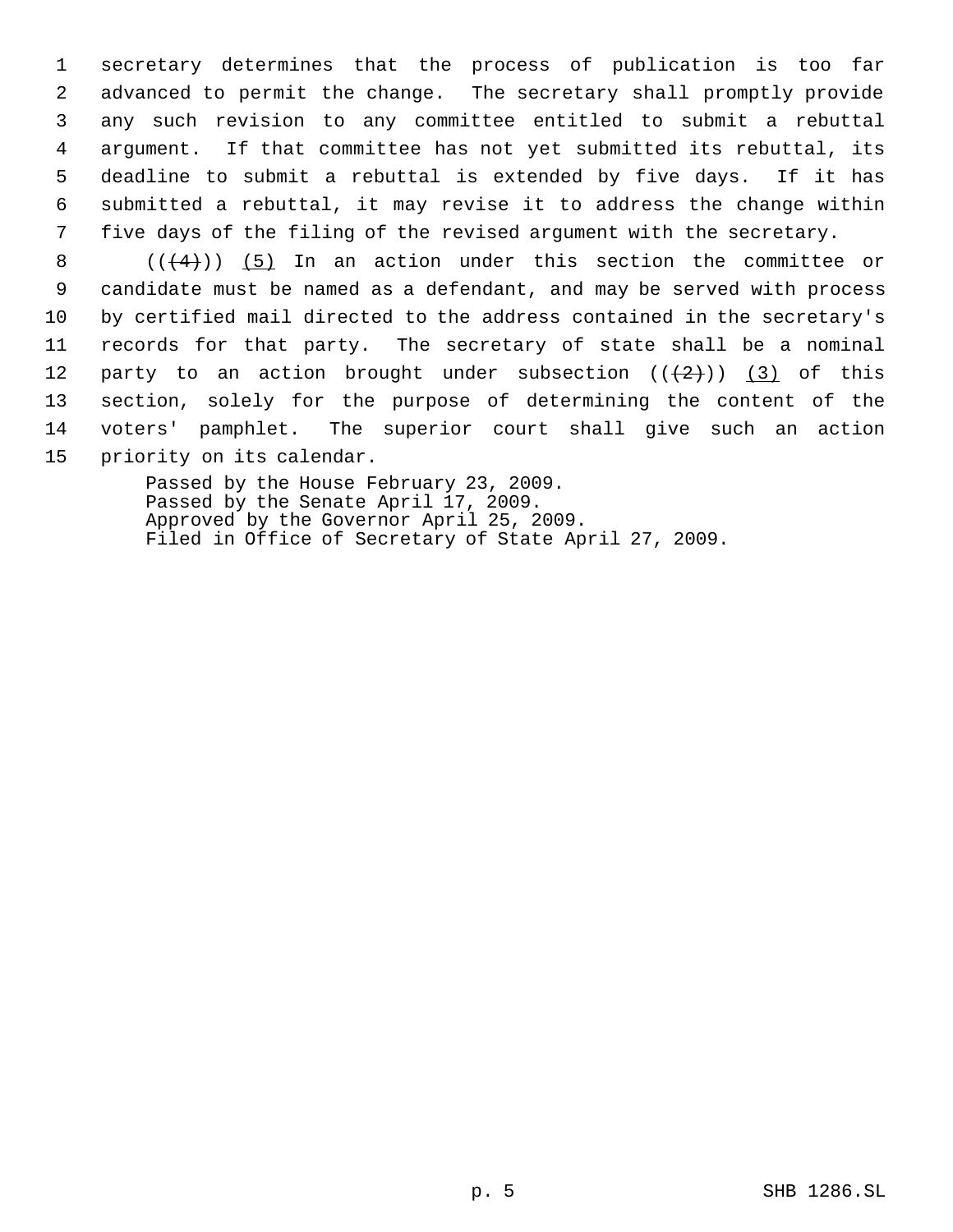secretary determines that the process of publication is too far advanced to permit the change. The secretary shall promptly provide any such revision to any committee entitled to submit a rebuttal argument. If that committee has not yet submitted its rebuttal, its deadline to submit a rebuttal is extended by five days. If it has submitted a rebuttal, it may revise it to address the change within five days of the filing of the revised argument with the secretary.

((~~(4)~~)) <u>(5)</u> In an action under this section the committee or candidate must be named as a defendant, and may be served with process by certified mail directed to the address contained in the secretary's records for that party. The secretary of state shall be a nominal party to an action brought under subsection ((~~(2)~~)) <u>(3)</u> of this section, solely for the purpose of determining the content of the voters' pamphlet. The superior court shall give such an action priority on its calendar.

Passed by the House February 23, 2009.
Passed by the Senate April 17, 2009.
Approved by the Governor April 25, 2009.
Filed in Office of Secretary of State April 27, 2009.